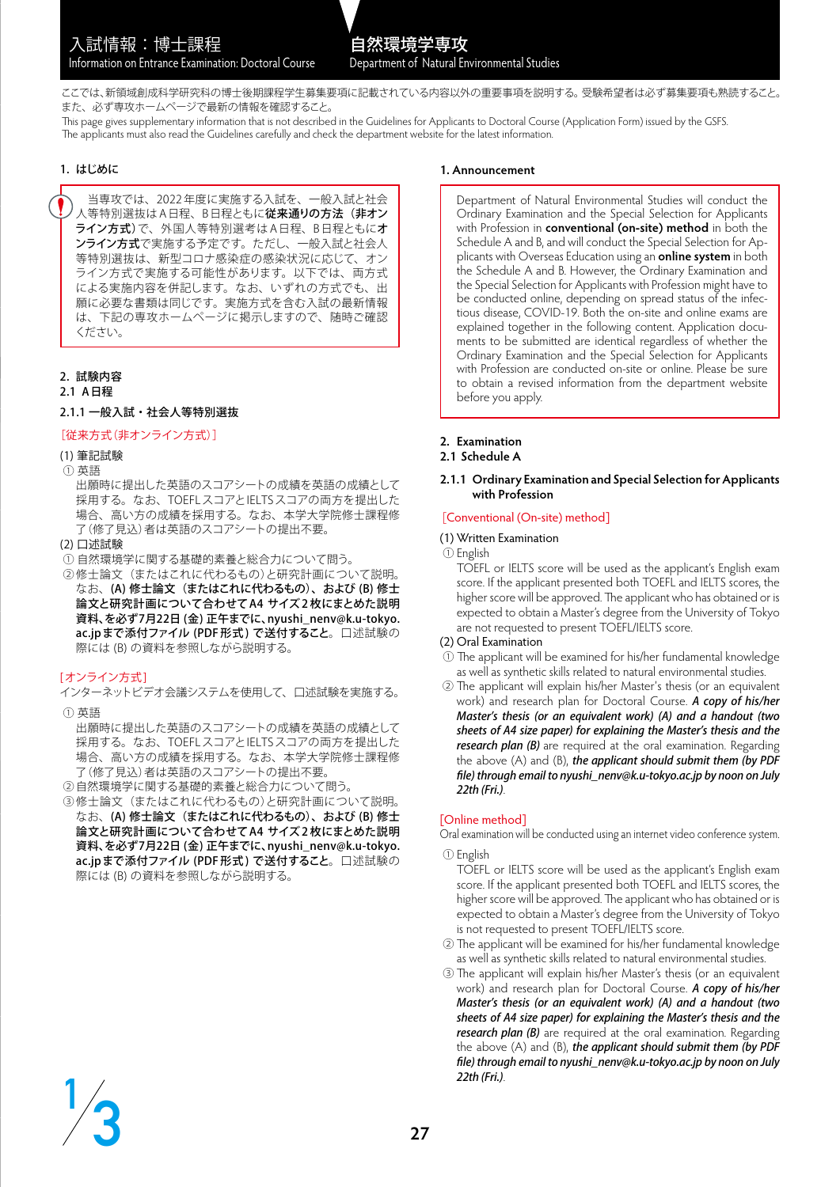# 入試情報：博士課程
Information on Entrance Examination: Doctoral Course

# 自然環境学専攻
Department of Natural Environmental Studies

ここでは、新領域創成科学研究科の博士後期課程学生募集要項に記載されている内容以外の重要事項を説明する。受験希望者は必ず募集要項も熟読すること。また、必ず専攻ホームページで最新の情報を確認すること。

This page gives supplementary information that is not described in the Guidelines for Applicants to Doctoral Course (Application Form) issued by the GSFS. The applicants must also read the Guidelines carefully and check the department website for the latest information.

## 1. はじめに

当専攻では、2022年度に実施する入試を、一般入試と社会人等特別選抜はA日程、B日程ともに**従来通りの方法（非オンライン方式）**で、外国人等特別選考はA日程、B日程ともに**オンライン方式**で実施する予定です。ただし、一般入試と社会人等特別選抜は、新型コロナ感染症の感染状況に応じて、オンライン方式で実施する可能性があります。以下では、両方式による実施内容を併記します。なお、いずれの方式でも、出願に必要な書類は同じです。実施方式を含む入試の最新情報は、下記の専攻ホームページに掲示しますので、随時ご確認ください。

## 2. 試験内容

### 2.1 A日程

#### 2.1.1 一般入試・社会人等特別選抜

［従来方式（非オンライン方式）］

(1) 筆記試験

① 英語

出願時に提出した英語のスコアシートの成績を英語の成績として採用する。なお、TOEFLスコアとIELTSスコアの両方を提出した場合、高い方の成績を採用する。なお、本学大学院修士課程修了（修了見込）者は英語のスコアシートの提出不要。

(2) 口述試験

① 自然環境学に関する基礎的素養と総合力について問う。

② 修士論文（またはこれに代わるもの）と研究計画について説明。なお、**(A) 修士論文（またはこれに代わるもの）、および (B) 修士論文と研究計画について合わせてA4 サイズ2枚にまとめた説明資料、を必ず7月22日 (金) 正午までに、nyushi_nenv@k.u-tokyo.ac.jpまで添付ファイル (PDF形式) で送付すること。**口述試験の際には (B) の資料を参照しながら説明する。

［オンライン方式］

インターネットビデオ会議システムを使用して、口述試験を実施する。

① 英語

出願時に提出した英語のスコアシートの成績を英語の成績として採用する。なお、TOEFLスコアとIELTSスコアの両方を提出した場合、高い方の成績を採用する。なお、本学大学院修士課程修了（修了見込）者は英語のスコアシートの提出不要。

② 自然環境学に関する基礎的素養と総合力について問う。

③ 修士論文（またはこれに代わるもの）と研究計画について説明。なお、**(A) 修士論文（またはこれに代わるもの）、および (B) 修士論文と研究計画について合わせてA4 サイズ2枚にまとめた説明資料、を必ず7月22日 (金) 正午までに、nyushi_nenv@k.u-tokyo.ac.jpまで添付ファイル (PDF形式) で送付すること。**口述試験の際には (B) の資料を参照しながら説明する。

## 1. Announcement

Department of Natural Environmental Studies will conduct the Ordinary Examination and the Special Selection for Applicants with Profession in **conventional (on-site) method** in both the Schedule A and B, and will conduct the Special Selection for Applicants with Overseas Education using an **online system** in both the Schedule A and B. However, the Ordinary Examination and the Special Selection for Applicants with Profession might have to be conducted online, depending on spread status of the infectious disease, COVID-19. Both the on-site and online exams are explained together in the following content. Application documents to be submitted are identical regardless of whether the Ordinary Examination and the Special Selection for Applicants with Profession are conducted on-site or online. Please be sure to obtain a revised information from the department website before you apply.

## 2. Examination

### 2.1 Schedule A

#### 2.1.1 Ordinary Examination and Special Selection for Applicants with Profession

[Conventional (On-site) method]

(1) Written Examination

① English

TOEFL or IELTS score will be used as the applicant's English exam score. If the applicant presented both TOEFL and IELTS scores, the higher score will be approved. The applicant who has obtained or is expected to obtain a Master's degree from the University of Tokyo are not requested to present TOEFL/IELTS score.

(2) Oral Examination

① The applicant will be examined for his/her fundamental knowledge as well as synthetic skills related to natural environmental studies.

② The applicant will explain his/her Master's thesis (or an equivalent work) and research plan for Doctoral Course. ***A copy of his/her Master's thesis (or an equivalent work) (A) and a handout (two sheets of A4 size paper) for explaining the Master's thesis and the research plan (B)*** are required at the oral examination. Regarding the above (A) and (B), ***the applicant should submit them (by PDF file) through email to nyushi_nenv@k.u-tokyo.ac.jp by noon on July 22th (Fri.).***

[Online method]

Oral examination will be conducted using an internet video conference system.

① English

TOEFL or IELTS score will be used as the applicant's English exam score. If the applicant presented both TOEFL and IELTS scores, the higher score will be approved. The applicant who has obtained or is expected to obtain a Master's degree from the University of Tokyo is not requested to present TOEFL/IELTS score.

② The applicant will be examined for his/her fundamental knowledge as well as synthetic skills related to natural environmental studies.

③ The applicant will explain his/her Master's thesis (or an equivalent work) and research plan for Doctoral Course. ***A copy of his/her Master's thesis (or an equivalent work) (A) and a handout (two sheets of A4 size paper) for explaining the Master's thesis and the research plan (B)*** are required at the oral examination. Regarding the above (A) and (B), ***the applicant should submit them (by PDF file) through email to nyushi_nenv@k.u-tokyo.ac.jp by noon on July 22th (Fri.).***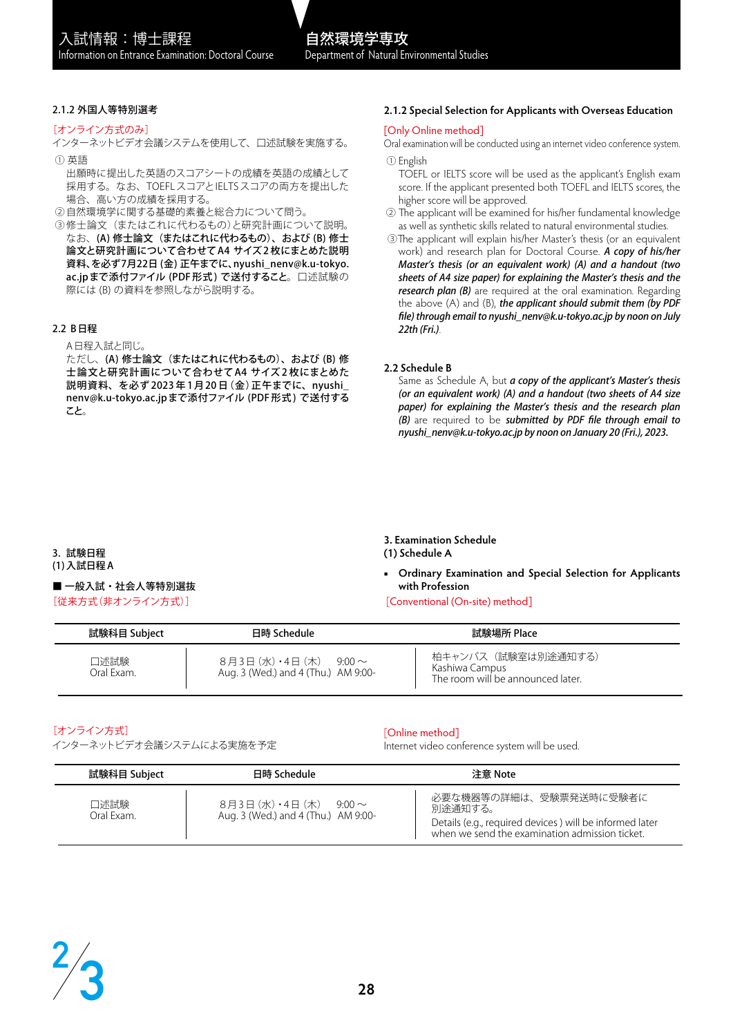入試情報：博士課程
Information on Entrance Examination: Doctoral Course

自然環境学専攻
Department of Natural Environmental Studies

### 2.1.2 外国人等特別選考

［オンライン方式のみ］
インターネットビデオ会議システムを使用して、口述試験を実施する。

① 英語
出願時に提出した英語のスコアシートの成績を英語の成績として採用する。なお、TOEFLスコアとIELTSスコアの両方を提出した場合、高い方の成績を採用する。
②自然環境学に関する基礎的素養と総合力について問う。
③修士論文（またはこれに代わるもの）と研究計画について説明。
なお、**(A) 修士論文（またはこれに代わるもの）、および (B) 修士論文と研究計画について合わせてA4 サイズ2枚にまとめた説明資料、を必ず7月22日 (金) 正午までに、nyushi_nenv@k.u-tokyo.ac.jpまで添付ファイル (PDF形式) で送付すること。** 口述試験の際には (B) の資料を参照しながら説明する。

### 2.2 B日程

A日程入試と同じ。
ただし、**(A) 修士論文（またはこれに代わるもの）、および (B) 修士論文と研究計画について合わせてA4 サイズ2枚にまとめた説明資料、を必ず2023年1月20日（金）正午までに、nyushi_nenv@k.u-tokyo.ac.jpまで添付ファイル (PDF形式) で送付すること。**

### 2.1.2 Special Selection for Applicants with Overseas Education

[Only Online method]
Oral examination will be conducted using an internet video conference system.

① English
TOEFL or IELTS score will be used as the applicant's English exam score. If the applicant presented both TOEFL and IELTS scores, the higher score will be approved.
② The applicant will be examined for his/her fundamental knowledge as well as synthetic skills related to natural environmental studies.
③The applicant will explain his/her Master's thesis (or an equivalent work) and research plan for Doctoral Course. ***A copy of his/her Master's thesis (or an equivalent work) (A) and a handout (two sheets of A4 size paper) for explaining the Master's thesis and the research plan (B)*** are required at the oral examination. Regarding the above (A) and (B), ***the applicant should submit them (by PDF file) through email to nyushi_nenv@k.u-tokyo.ac.jp by noon on July 22th (Fri.).***

### 2.2 Schedule B

Same as Schedule A, but ***a copy of the applicant's Master's thesis (or an equivalent work) (A) and a handout (two sheets of A4 size paper) for explaining the Master's thesis and the research plan (B)*** are required to be ***submitted by PDF file through email to nyushi_nenv@k.u-tokyo.ac.jp by noon on January 20 (Fri.), 2023.***

## 3. 試験日程 / 3. Examination Schedule

### (1) 入試日程A / (1) Schedule A

■ **一般入試・社会人等特別選抜**
［従来方式（非オンライン方式）］

- **Ordinary Examination and Special Selection for Applicants with Profession**

[Conventional (On-site) method]

| 試験科目 Subject | 日時 Schedule | 試験場所 Place |
|---|---|---|
| 口述試験<br>Oral Exam. | ８月３日（水）・４日（木）　9:00～<br>Aug. 3 (Wed.) and 4 (Thu.)　AM 9:00- | 柏キャンパス（試験室は別途通知する）<br>Kashiwa Campus<br>The room will be announced later. |

［オンライン方式］
インターネットビデオ会議システムによる実施を予定

[Online method]
Internet video conference system will be used.

| 試験科目 Subject | 日時 Schedule | 注意 Note |
|---|---|---|
| 口述試験<br>Oral Exam. | ８月３日（水）・４日（木）　9:00～<br>Aug. 3 (Wed.) and 4 (Thu.)　AM 9:00- | 必要な機器等の詳細は、受験票発送時に受験者に別途通知する。<br>Details (e.g., required devices ) will be informed later when we send the examination admission ticket. |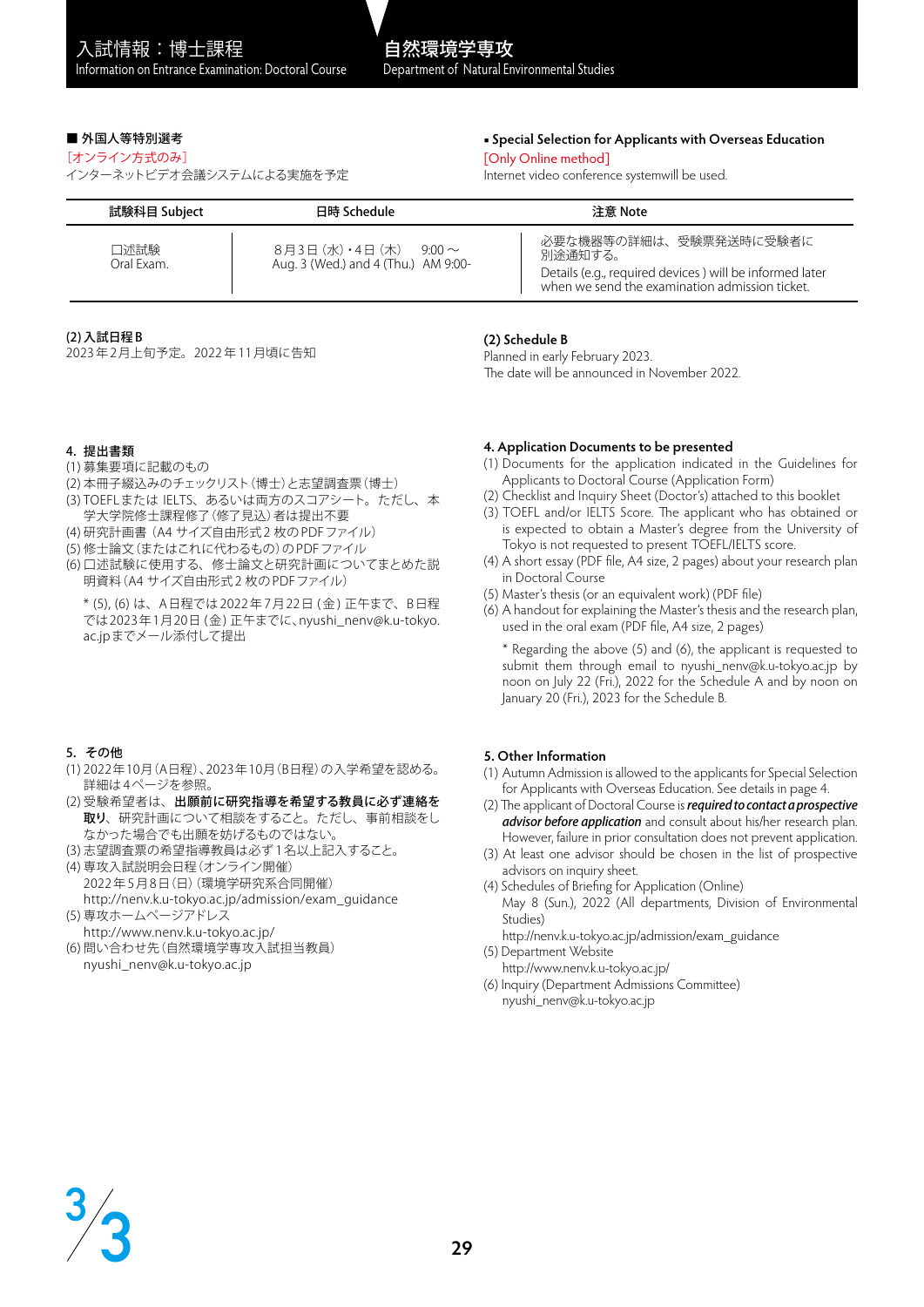# 入試情報：博士課程
Information on Entrance Examination: Doctoral Course

# 自然環境学専攻
Department of Natural Environmental Studies

■ 外国人等特別選考
［オンライン方式のみ］
インターネットビデオ会議システムによる実施を予定

▪ **Special Selection for Applicants with Overseas Education**
[Only Online method]
Internet video conference systemwill be used.

| 試験科目 Subject | 日時 Schedule | 注意 Note |
|---|---|---|
| 口述試験<br>Oral Exam. | 8月3日（水）・4日（木）　9:00 ～<br>Aug. 3 (Wed.) and 4 (Thu.)　AM 9:00- | 必要な機器等の詳細は、受験票発送時に受験者に別途通知する。<br>Details (e.g., required devices ) will be informed later when we send the examination admission ticket. |

**(2) 入試日程 B**
2023年2月上旬予定。2022年11月頃に告知

**(2) Schedule B**
Planned in early February 2023.
The date will be announced in November 2022.

## 4. 提出書類

(1) 募集要項に記載のもの
(2) 本冊子綴込みのチェックリスト（博士）と志望調査票（博士）
(3) TOEFLまたは IELTS、あるいは両方のスコアシート。ただし、本学大学院修士課程修了（修了見込）者は提出不要
(4) 研究計画書（A4 サイズ自由形式 2 枚の PDF ファイル）
(5) 修士論文（またはこれに代わるもの）の PDF ファイル
(6) 口述試験に使用する、修士論文と研究計画についてまとめた説明資料（A4 サイズ自由形式 2 枚の PDF ファイル）

\* (5), (6) は、A日程では 2022年7月22日（金）正午まで、B日程では 2023年1月20日（金）正午までに、nyushi_nenv@k.u-tokyo.ac.jpまでメール添付して提出

## 4. Application Documents to be presented

(1) Documents for the application indicated in the Guidelines for Applicants to Doctoral Course (Application Form)
(2) Checklist and Inquiry Sheet (Doctor's) attached to this booklet
(3) TOEFL and/or IELTS Score. The applicant who has obtained or is expected to obtain a Master's degree from the University of Tokyo is not requested to present TOEFL/IELTS score.
(4) A short essay (PDF file, A4 size, 2 pages) about your research plan in Doctoral Course
(5) Master's thesis (or an equivalent work) (PDF file)
(6) A handout for explaining the Master's thesis and the research plan, used in the oral exam (PDF file, A4 size, 2 pages)

\* Regarding the above (5) and (6), the applicant is requested to submit them through email to nyushi_nenv@k.u-tokyo.ac.jp by noon on July 22 (Fri.), 2022 for the Schedule A and by noon on January 20 (Fri.), 2023 for the Schedule B.

## 5. その他

(1) 2022年10月（A日程）、2023年10月（B日程）の入学希望を認める。詳細は4ページを参照。
(2) 受験希望者は、**出願前に研究指導を希望する教員に必ず連絡を取り**、研究計画について相談をすること。ただし、事前相談をしなかった場合でも出願を妨げるものではない。
(3) 志望調査票の希望指導教員は必ず1名以上記入すること。
(4) 専攻入試説明会日程（オンライン開催）
2022年5月8日（日）（環境学研究系合同開催）
http://nenv.k.u-tokyo.ac.jp/admission/exam_guidance
(5) 専攻ホームページアドレス
http://www.nenv.k.u-tokyo.ac.jp/
(6) 問い合わせ先（自然環境学専攻入試担当教員）
nyushi_nenv@k.u-tokyo.ac.jp

## 5. Other Information

(1) Autumn Admission is allowed to the applicants for Special Selection for Applicants with Overseas Education. See details in page 4.
(2) The applicant of Doctoral Course is ***required to contact a prospective advisor before application*** and consult about his/her research plan. However, failure in prior consultation does not prevent application.
(3) At least one advisor should be chosen in the list of prospective advisors on inquiry sheet.
(4) Schedules of Briefing for Application (Online)
May 8 (Sun.), 2022 (All departments, Division of Environmental Studies)
http://nenv.k.u-tokyo.ac.jp/admission/exam_guidance
(5) Department Website
http://www.nenv.k.u-tokyo.ac.jp/
(6) Inquiry (Department Admissions Committee)
nyushi_nenv@k.u-tokyo.ac.jp